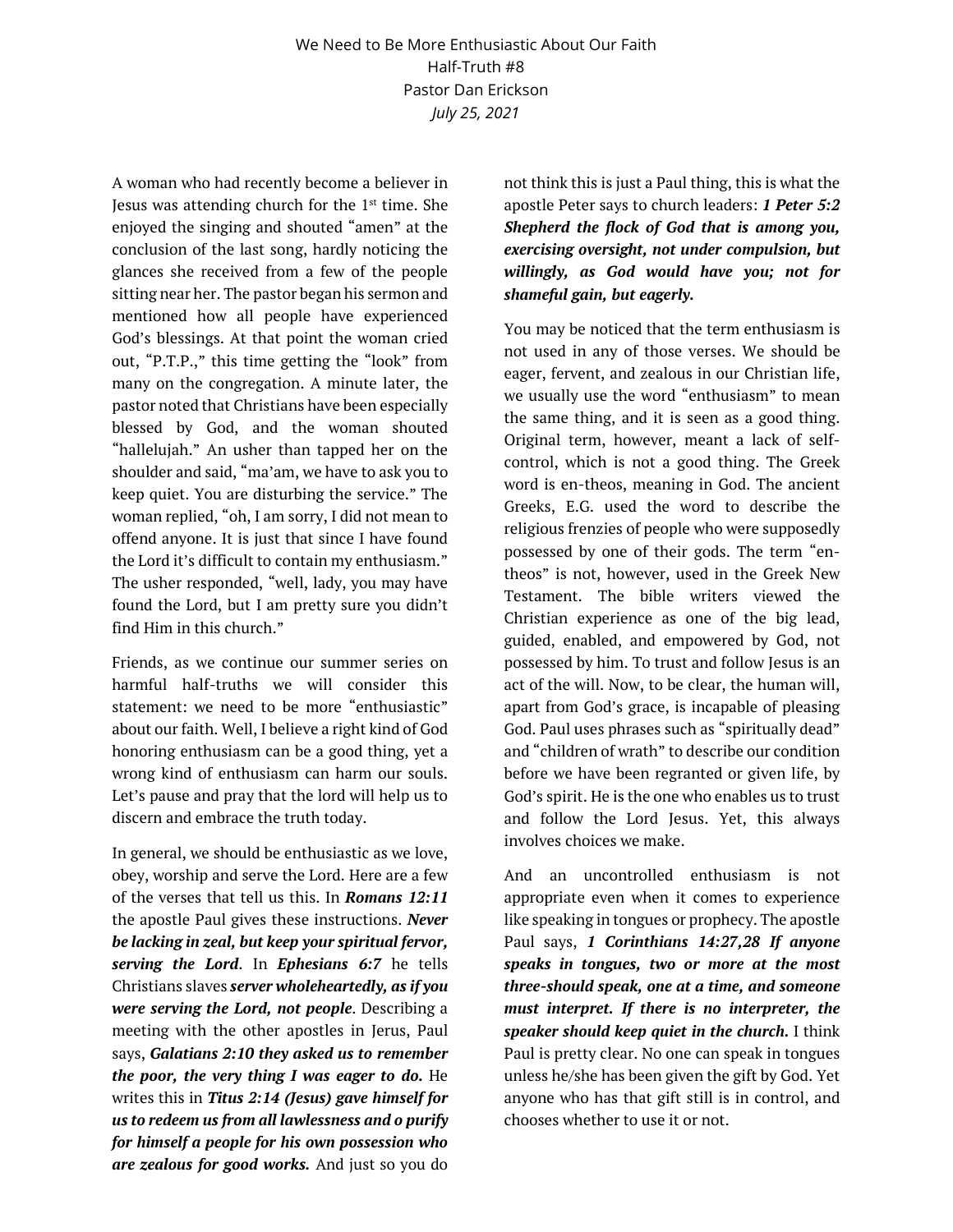We Need to Be More Enthusiastic About Our Faith
Half-Truth #8
Pastor Dan Erickson
*July 25, 2021*

A woman who had recently become a believer in Jesus was attending church for the 1st time. She enjoyed the singing and shouted "amen" at the conclusion of the last song, hardly noticing the glances she received from a few of the people sitting near her. The pastor began his sermon and mentioned how all people have experienced God's blessings. At that point the woman cried out, "P.T.P.," this time getting the "look" from many on the congregation. A minute later, the pastor noted that Christians have been especially blessed by God, and the woman shouted "hallelujah." An usher than tapped her on the shoulder and said, "ma'am, we have to ask you to keep quiet. You are disturbing the service." The woman replied, "oh, I am sorry, I did not mean to offend anyone. It is just that since I have found the Lord it's difficult to contain my enthusiasm." The usher responded, "well, lady, you may have found the Lord, but I am pretty sure you didn't find Him in this church."

Friends, as we continue our summer series on harmful half-truths we will consider this statement: we need to be more "enthusiastic" about our faith. Well, I believe a right kind of God honoring enthusiasm can be a good thing, yet a wrong kind of enthusiasm can harm our souls. Let's pause and pray that the lord will help us to discern and embrace the truth today.

In general, we should be enthusiastic as we love, obey, worship and serve the Lord. Here are a few of the verses that tell us this. In ***Romans 12:11*** the apostle Paul gives these instructions. ***Never be lacking in zeal, but keep your spiritual fervor, serving the Lord***. In ***Ephesians 6:7*** he tells Christians slaves ***server wholeheartedly, as if you were serving the Lord, not people***. Describing a meeting with the other apostles in Jerus, Paul says, ***Galatians 2:10 they asked us to remember the poor, the very thing I was eager to do.*** He writes this in ***Titus 2:14 (Jesus) gave himself for us to redeem us from all lawlessness and o purify for himself a people for his own possession who are zealous for good works.*** And just so you do not think this is just a Paul thing, this is what the apostle Peter says to church leaders: ***1 Peter 5:2 Shepherd the flock of God that is among you, exercising oversight, not under compulsion, but willingly, as God would have you; not for shameful gain, but eagerly.***

You may be noticed that the term enthusiasm is not used in any of those verses. We should be eager, fervent, and zealous in our Christian life, we usually use the word "enthusiasm" to mean the same thing, and it is seen as a good thing. Original term, however, meant a lack of self-control, which is not a good thing. The Greek word is en-theos, meaning in God. The ancient Greeks, E.G. used the word to describe the religious frenzies of people who were supposedly possessed by one of their gods. The term "en-theos" is not, however, used in the Greek New Testament. The bible writers viewed the Christian experience as one of the big lead, guided, enabled, and empowered by God, not possessed by him. To trust and follow Jesus is an act of the will. Now, to be clear, the human will, apart from God's grace, is incapable of pleasing God. Paul uses phrases such as "spiritually dead" and "children of wrath" to describe our condition before we have been regranted or given life, by God's spirit. He is the one who enables us to trust and follow the Lord Jesus. Yet, this always involves choices we make.

And an uncontrolled enthusiasm is not appropriate even when it comes to experience like speaking in tongues or prophecy. The apostle Paul says, ***1 Corinthians 14:27,28 If anyone speaks in tongues, two or more at the most three-should speak, one at a time, and someone must interpret. If there is no interpreter, the speaker should keep quiet in the church.*** I think Paul is pretty clear. No one can speak in tongues unless he/she has been given the gift by God. Yet anyone who has that gift still is in control, and chooses whether to use it or not.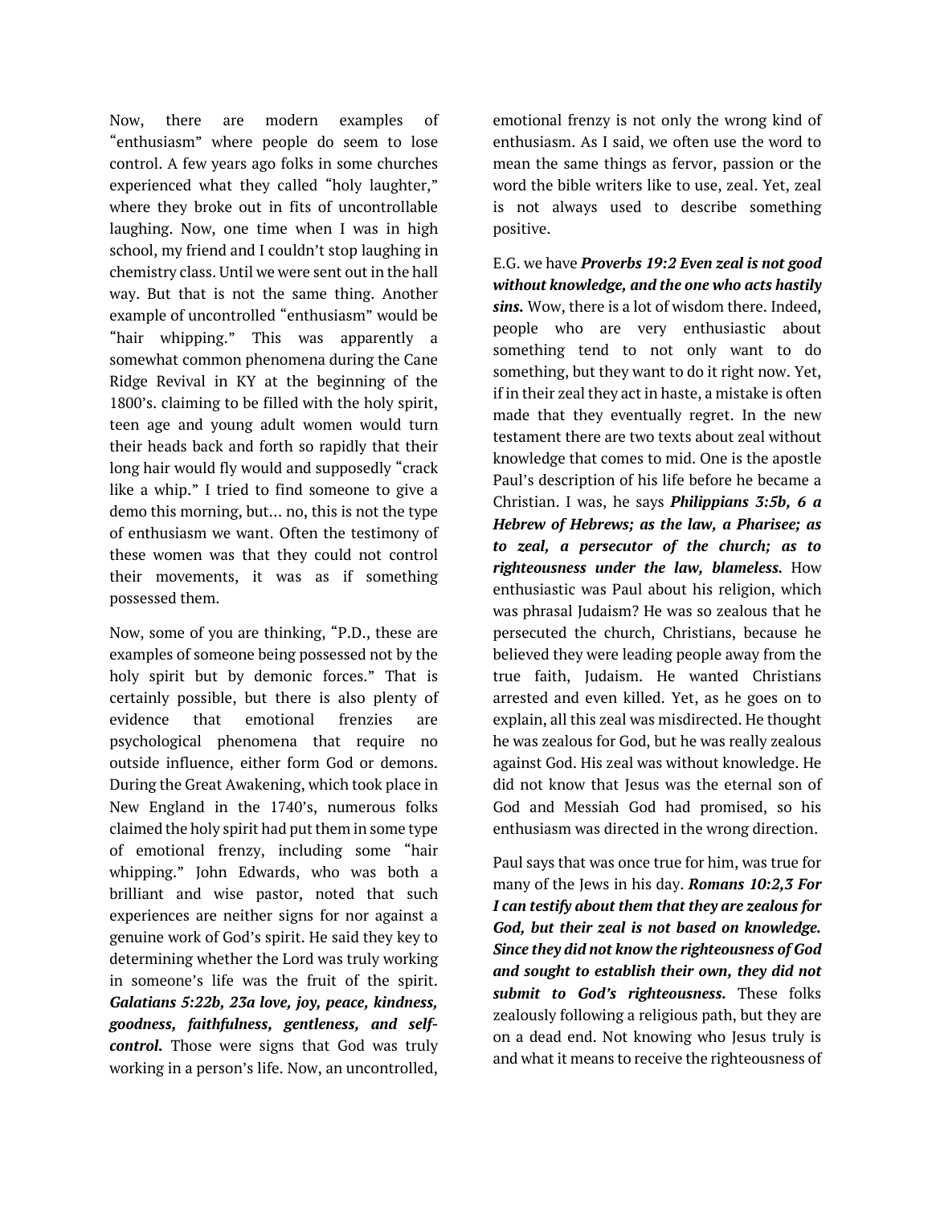Now, there are modern examples of "enthusiasm" where people do seem to lose control. A few years ago folks in some churches experienced what they called "holy laughter," where they broke out in fits of uncontrollable laughing. Now, one time when I was in high school, my friend and I couldn't stop laughing in chemistry class. Until we were sent out in the hall way. But that is not the same thing. Another example of uncontrolled "enthusiasm" would be "hair whipping." This was apparently a somewhat common phenomena during the Cane Ridge Revival in KY at the beginning of the 1800's. claiming to be filled with the holy spirit, teen age and young adult women would turn their heads back and forth so rapidly that their long hair would fly would and supposedly "crack like a whip." I tried to find someone to give a demo this morning, but… no, this is not the type of enthusiasm we want. Often the testimony of these women was that they could not control their movements, it was as if something possessed them.

Now, some of you are thinking, "P.D., these are examples of someone being possessed not by the holy spirit but by demonic forces." That is certainly possible, but there is also plenty of evidence that emotional frenzies are psychological phenomena that require no outside influence, either form God or demons. During the Great Awakening, which took place in New England in the 1740's, numerous folks claimed the holy spirit had put them in some type of emotional frenzy, including some "hair whipping." John Edwards, who was both a brilliant and wise pastor, noted that such experiences are neither signs for nor against a genuine work of God's spirit. He said they key to determining whether the Lord was truly working in someone's life was the fruit of the spirit. ***Galatians 5:22b, 23a love, joy, peace, kindness, goodness, faithfulness, gentleness, and self-control.*** Those were signs that God was truly working in a person's life. Now, an uncontrolled, emotional frenzy is not only the wrong kind of enthusiasm. As I said, we often use the word to mean the same things as fervor, passion or the word the bible writers like to use, zeal. Yet, zeal is not always used to describe something positive.

E.G. we have ***Proverbs 19:2 Even zeal is not good without knowledge, and the one who acts hastily sins.*** Wow, there is a lot of wisdom there. Indeed, people who are very enthusiastic about something tend to not only want to do something, but they want to do it right now. Yet, if in their zeal they act in haste, a mistake is often made that they eventually regret. In the new testament there are two texts about zeal without knowledge that comes to mid. One is the apostle Paul's description of his life before he became a Christian. I was, he says ***Philippians 3:5b, 6 a Hebrew of Hebrews; as the law, a Pharisee; as to zeal, a persecutor of the church; as to righteousness under the law, blameless.*** How enthusiastic was Paul about his religion, which was phrasal Judaism? He was so zealous that he persecuted the church, Christians, because he believed they were leading people away from the true faith, Judaism. He wanted Christians arrested and even killed. Yet, as he goes on to explain, all this zeal was misdirected. He thought he was zealous for God, but he was really zealous against God. His zeal was without knowledge. He did not know that Jesus was the eternal son of God and Messiah God had promised, so his enthusiasm was directed in the wrong direction.

Paul says that was once true for him, was true for many of the Jews in his day. ***Romans 10:2,3 For I can testify about them that they are zealous for God, but their zeal is not based on knowledge. Since they did not know the righteousness of God and sought to establish their own, they did not submit to God's righteousness.*** These folks zealously following a religious path, but they are on a dead end. Not knowing who Jesus truly is and what it means to receive the righteousness of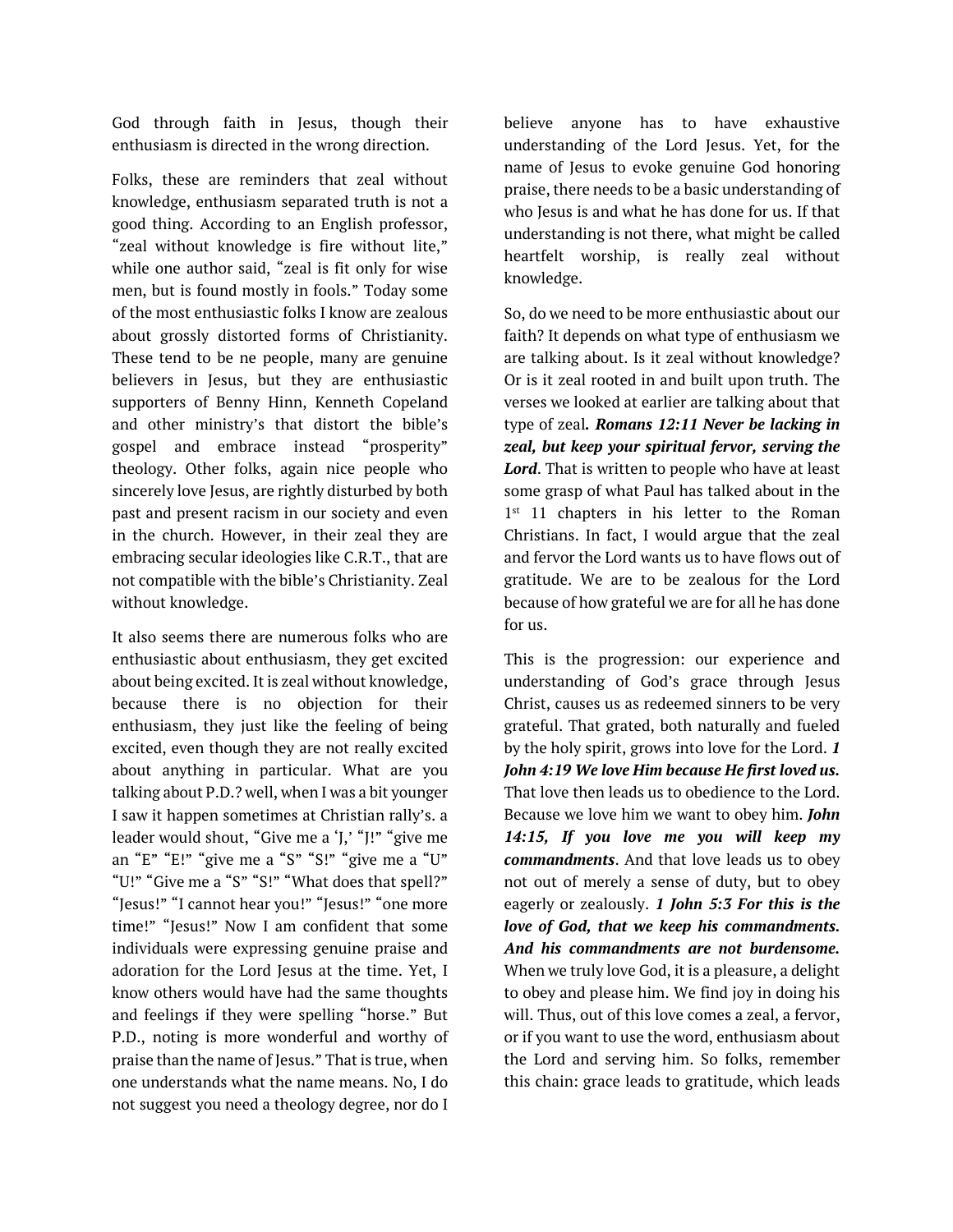God through faith in Jesus, though their enthusiasm is directed in the wrong direction.

Folks, these are reminders that zeal without knowledge, enthusiasm separated truth is not a good thing. According to an English professor, "zeal without knowledge is fire without lite," while one author said, "zeal is fit only for wise men, but is found mostly in fools." Today some of the most enthusiastic folks I know are zealous about grossly distorted forms of Christianity. These tend to be ne people, many are genuine believers in Jesus, but they are enthusiastic supporters of Benny Hinn, Kenneth Copeland and other ministry's that distort the bible's gospel and embrace instead "prosperity" theology. Other folks, again nice people who sincerely love Jesus, are rightly disturbed by both past and present racism in our society and even in the church. However, in their zeal they are embracing secular ideologies like C.R.T., that are not compatible with the bible's Christianity. Zeal without knowledge.

It also seems there are numerous folks who are enthusiastic about enthusiasm, they get excited about being excited. It is zeal without knowledge, because there is no objection for their enthusiasm, they just like the feeling of being excited, even though they are not really excited about anything in particular. What are you talking about P.D.? well, when I was a bit younger I saw it happen sometimes at Christian rally's. a leader would shout, "Give me a 'J,' "J!" "give me an "E" "E!" "give me a "S" "S!" "give me a "U" "U!" "Give me a "S" "S!" "What does that spell?" "Jesus!" "I cannot hear you!" "Jesus!" "one more time!" "Jesus!" Now I am confident that some individuals were expressing genuine praise and adoration for the Lord Jesus at the time. Yet, I know others would have had the same thoughts and feelings if they were spelling "horse." But P.D., noting is more wonderful and worthy of praise than the name of Jesus." That is true, when one understands what the name means. No, I do not suggest you need a theology degree, nor do I believe anyone has to have exhaustive understanding of the Lord Jesus. Yet, for the name of Jesus to evoke genuine God honoring praise, there needs to be a basic understanding of who Jesus is and what he has done for us. If that understanding is not there, what might be called heartfelt worship, is really zeal without knowledge.

So, do we need to be more enthusiastic about our faith? It depends on what type of enthusiasm we are talking about. Is it zeal without knowledge? Or is it zeal rooted in and built upon truth. The verses we looked at earlier are talking about that type of zeal***. Romans 12:11 Never be lacking in zeal, but keep your spiritual fervor, serving the Lord***. That is written to people who have at least some grasp of what Paul has talked about in the 1st 11 chapters in his letter to the Roman Christians. In fact, I would argue that the zeal and fervor the Lord wants us to have flows out of gratitude. We are to be zealous for the Lord because of how grateful we are for all he has done for us.

This is the progression: our experience and understanding of God's grace through Jesus Christ, causes us as redeemed sinners to be very grateful. That grated, both naturally and fueled by the holy spirit, grows into love for the Lord. ***1 John 4:19 We love Him because He first loved us.*** That love then leads us to obedience to the Lord. Because we love him we want to obey him. ***John 14:15, If you love me you will keep my commandments***. And that love leads us to obey not out of merely a sense of duty, but to obey eagerly or zealously. ***1 John 5:3 For this is the love of God, that we keep his commandments. And his commandments are not burdensome.*** When we truly love God, it is a pleasure, a delight to obey and please him. We find joy in doing his will. Thus, out of this love comes a zeal, a fervor, or if you want to use the word, enthusiasm about the Lord and serving him. So folks, remember this chain: grace leads to gratitude, which leads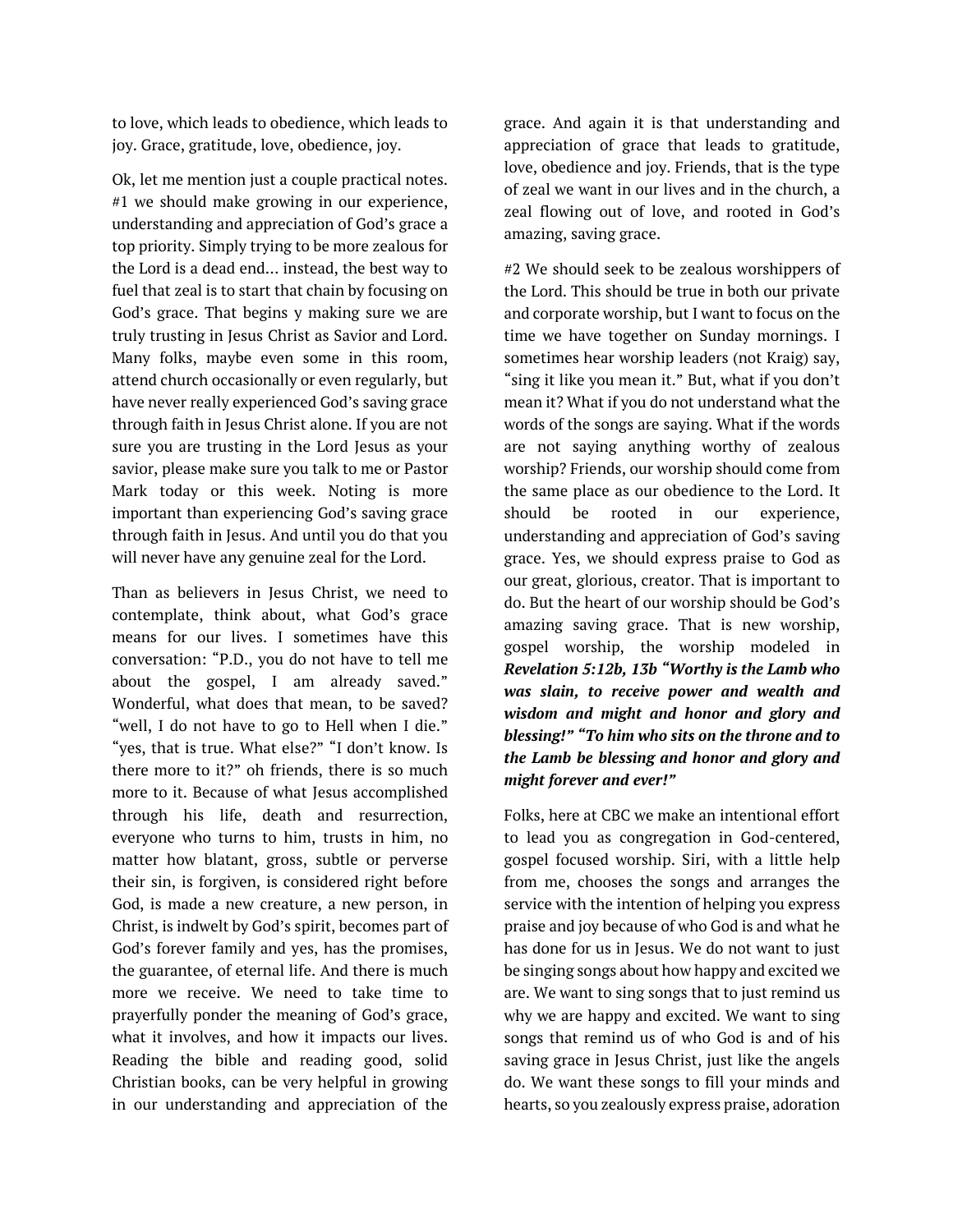to love, which leads to obedience, which leads to joy. Grace, gratitude, love, obedience, joy.

Ok, let me mention just a couple practical notes. #1 we should make growing in our experience, understanding and appreciation of God's grace a top priority. Simply trying to be more zealous for the Lord is a dead end… instead, the best way to fuel that zeal is to start that chain by focusing on God's grace. That begins y making sure we are truly trusting in Jesus Christ as Savior and Lord. Many folks, maybe even some in this room, attend church occasionally or even regularly, but have never really experienced God's saving grace through faith in Jesus Christ alone. If you are not sure you are trusting in the Lord Jesus as your savior, please make sure you talk to me or Pastor Mark today or this week. Noting is more important than experiencing God's saving grace through faith in Jesus. And until you do that you will never have any genuine zeal for the Lord.

Than as believers in Jesus Christ, we need to contemplate, think about, what God's grace means for our lives. I sometimes have this conversation: "P.D., you do not have to tell me about the gospel, I am already saved." Wonderful, what does that mean, to be saved? "well, I do not have to go to Hell when I die." "yes, that is true. What else?" "I don't know. Is there more to it?" oh friends, there is so much more to it. Because of what Jesus accomplished through his life, death and resurrection, everyone who turns to him, trusts in him, no matter how blatant, gross, subtle or perverse their sin, is forgiven, is considered right before God, is made a new creature, a new person, in Christ, is indwelt by God's spirit, becomes part of God's forever family and yes, has the promises, the guarantee, of eternal life. And there is much more we receive. We need to take time to prayerfully ponder the meaning of God's grace, what it involves, and how it impacts our lives. Reading the bible and reading good, solid Christian books, can be very helpful in growing in our understanding and appreciation of the grace. And again it is that understanding and appreciation of grace that leads to gratitude, love, obedience and joy. Friends, that is the type of zeal we want in our lives and in the church, a zeal flowing out of love, and rooted in God's amazing, saving grace.

#2 We should seek to be zealous worshippers of the Lord. This should be true in both our private and corporate worship, but I want to focus on the time we have together on Sunday mornings. I sometimes hear worship leaders (not Kraig) say, "sing it like you mean it." But, what if you don't mean it? What if you do not understand what the words of the songs are saying. What if the words are not saying anything worthy of zealous worship? Friends, our worship should come from the same place as our obedience to the Lord. It should be rooted in our experience, understanding and appreciation of God's saving grace. Yes, we should express praise to God as our great, glorious, creator. That is important to do. But the heart of our worship should be God's amazing saving grace. That is new worship, gospel worship, the worship modeled in ***Revelation 5:12b, 13b "Worthy is the Lamb who was slain, to receive power and wealth and wisdom and might and honor and glory and blessing!" "To him who sits on the throne and to the Lamb be blessing and honor and glory and might forever and ever!"***

Folks, here at CBC we make an intentional effort to lead you as congregation in God-centered, gospel focused worship. Siri, with a little help from me, chooses the songs and arranges the service with the intention of helping you express praise and joy because of who God is and what he has done for us in Jesus. We do not want to just be singing songs about how happy and excited we are. We want to sing songs that to just remind us why we are happy and excited. We want to sing songs that remind us of who God is and of his saving grace in Jesus Christ, just like the angels do. We want these songs to fill your minds and hearts, so you zealously express praise, adoration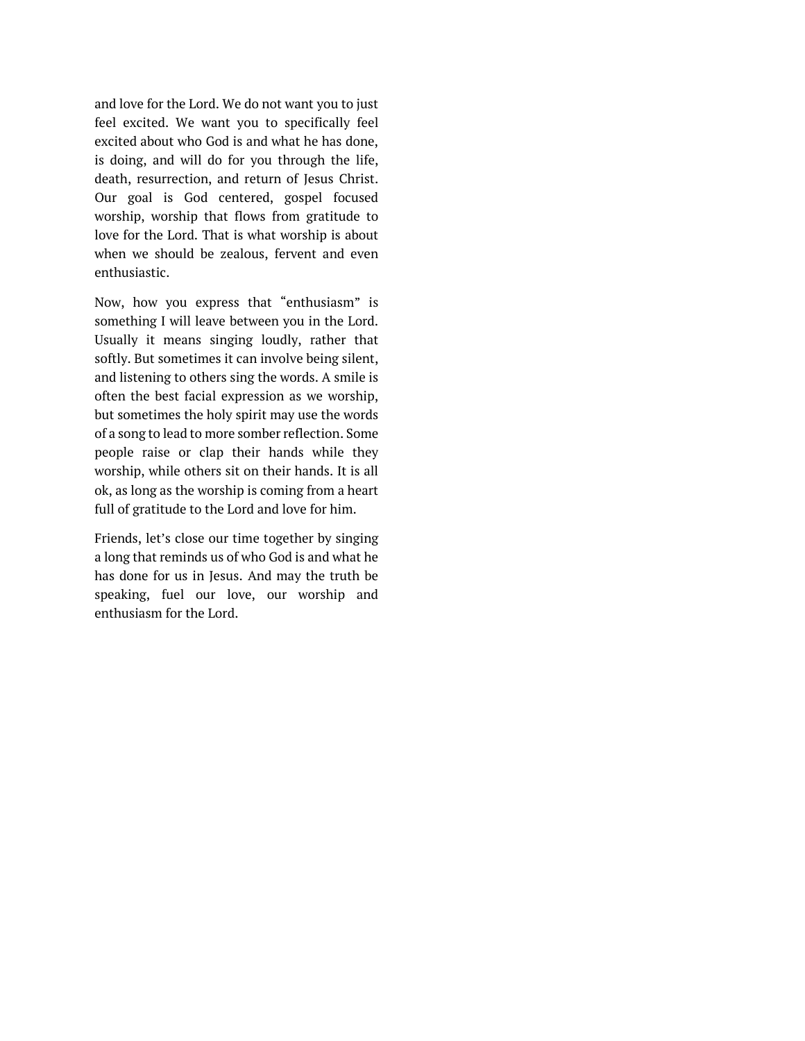and love for the Lord. We do not want you to just feel excited. We want you to specifically feel excited about who God is and what he has done, is doing, and will do for you through the life, death, resurrection, and return of Jesus Christ. Our goal is God centered, gospel focused worship, worship that flows from gratitude to love for the Lord. That is what worship is about when we should be zealous, fervent and even enthusiastic.

Now, how you express that “enthusiasm” is something I will leave between you in the Lord. Usually it means singing loudly, rather that softly. But sometimes it can involve being silent, and listening to others sing the words. A smile is often the best facial expression as we worship, but sometimes the holy spirit may use the words of a song to lead to more somber reflection. Some people raise or clap their hands while they worship, while others sit on their hands. It is all ok, as long as the worship is coming from a heart full of gratitude to the Lord and love for him.

Friends, let’s close our time together by singing a long that reminds us of who God is and what he has done for us in Jesus. And may the truth be speaking, fuel our love, our worship and enthusiasm for the Lord.